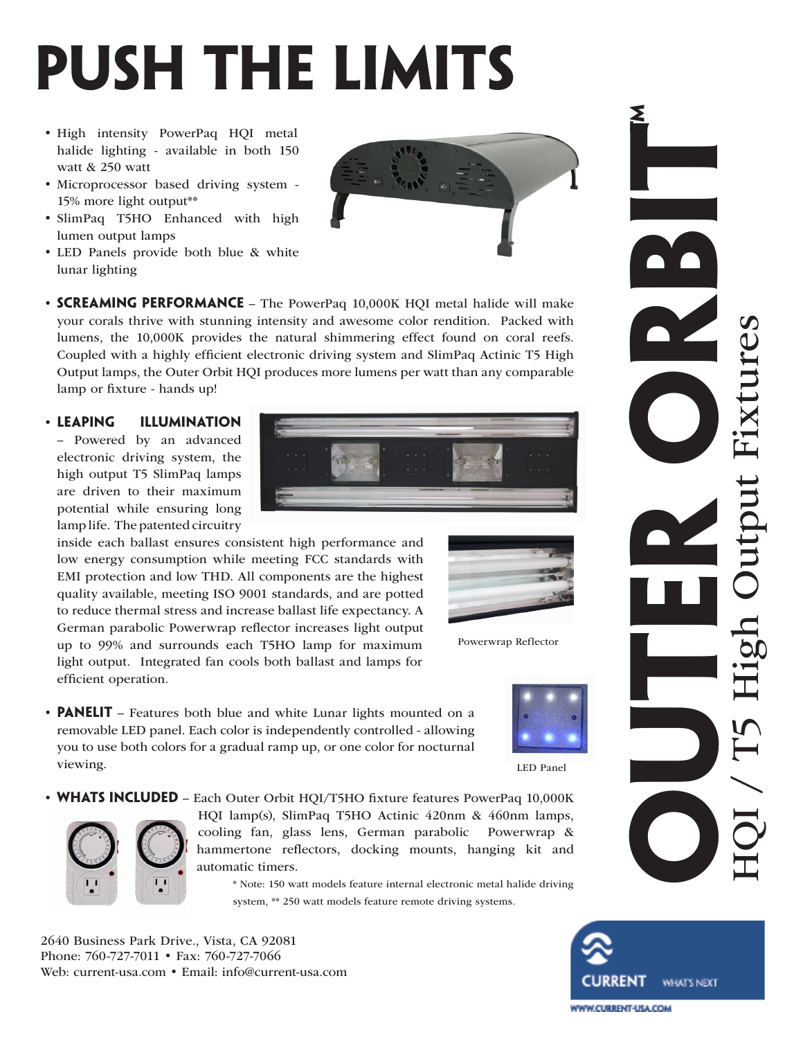# PUSH THE LIMITS

- High intensity PowerPaq HQI metal halide lighting - available in both 150 watt & 250 watt
- Microprocessor based driving system - 15% more light output**
- SlimPaq T5HO Enhanced with high lumen output lamps
- LED Panels provide both blue & white lunar lighting

- **SCREAMING PERFORMANCE** – The PowerPaq 10,000K HQI metal halide will make your corals thrive with stunning intensity and awesome color rendition. Packed with lumens, the 10,000K provides the natural shimmering effect found on coral reefs. Coupled with a highly efficient electronic driving system and SlimPaq Actinic T5 High Output lamps, the Outer Orbit HQI produces more lumens per watt than any comparable lamp or fixture - hands up!

- **LEAPING ILLUMINATION** – Powered by an advanced electronic driving system, the high output T5 SlimPaq lamps are driven to their maximum potential while ensuring long lamp life. The patented circuitry inside each ballast ensures consistent high performance and low energy consumption while meeting FCC standards with EMI protection and low THD. All components are the highest quality available, meeting ISO 9001 standards, and are potted to reduce thermal stress and increase ballast life expectancy. A German parabolic Powerwrap reflector increases light output up to 99% and surrounds each T5HO lamp for maximum light output. Integrated fan cools both ballast and lamps for efficient operation.

Powerwrap Reflector

- **PANELIT** – Features both blue and white Lunar lights mounted on a removable LED panel. Each color is independently controlled - allowing you to use both colors for a gradual ramp up, or one color for nocturnal viewing.

LED Panel

- **WHATS INCLUDED** – Each Outer Orbit HQI/T5HO fixture features PowerPaq 10,000K HQI lamp(s), SlimPaq T5HO Actinic 420nm & 460nm lamps, cooling fan, glass lens, German parabolic Powerwrap & hammertone reflectors, docking mounts, hanging kit and automatic timers.

\* Note: 150 watt models feature internal electronic metal halide driving system, ** 250 watt models feature remote driving systems.

# OUTER ORBIT™

## HQI / T5 High Output Fixtures

2640 Business Park Drive., Vista, CA 92081
Phone: 760-727-7011 • Fax: 760-727-7066
Web: current-usa.com • Email: info@current-usa.com

CURRENT WHAT'S NEXT
WWW.CURRENT-USA.COM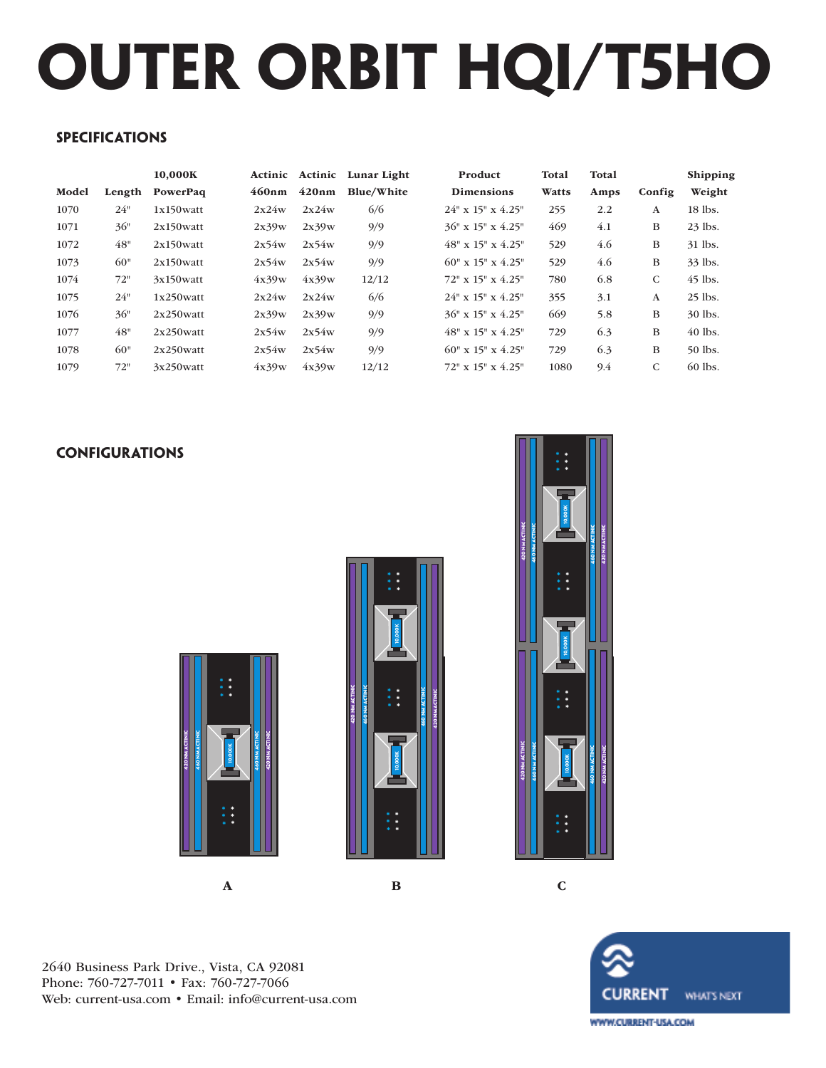# OUTER ORBIT HQI/T5HO

## SPECIFICATIONS

| Model | Length | 10,000K PowerPaq | Actinic 460nm | Actinic 420nm | Lunar Light Blue/White | Product Dimensions | Total Watts | Total Amps | Config | Shipping Weight |
|---|---|---|---|---|---|---|---|---|---|---|
| 1070 | 24" | 1x150watt | 2x24w | 2x24w | 6/6 | 24" x 15" x 4.25" | 255 | 2.2 | A | 18 lbs. |
| 1071 | 36" | 2x150watt | 2x39w | 2x39w | 9/9 | 36" x 15" x 4.25" | 469 | 4.1 | B | 23 lbs. |
| 1072 | 48" | 2x150watt | 2x54w | 2x54w | 9/9 | 48" x 15" x 4.25" | 529 | 4.6 | B | 31 lbs. |
| 1073 | 60" | 2x150watt | 2x54w | 2x54w | 9/9 | 60" x 15" x 4.25" | 529 | 4.6 | B | 33 lbs. |
| 1074 | 72" | 3x150watt | 4x39w | 4x39w | 12/12 | 72" x 15" x 4.25" | 780 | 6.8 | C | 45 lbs. |
| 1075 | 24" | 1x250watt | 2x24w | 2x24w | 6/6 | 24" x 15" x 4.25" | 355 | 3.1 | A | 25 lbs. |
| 1076 | 36" | 2x250watt | 2x39w | 2x39w | 9/9 | 36" x 15" x 4.25" | 669 | 5.8 | B | 30 lbs. |
| 1077 | 48" | 2x250watt | 2x54w | 2x54w | 9/9 | 48" x 15" x 4.25" | 729 | 6.3 | B | 40 lbs. |
| 1078 | 60" | 2x250watt | 2x54w | 2x54w | 9/9 | 60" x 15" x 4.25" | 729 | 6.3 | B | 50 lbs. |
| 1079 | 72" | 3x250watt | 4x39w | 4x39w | 12/12 | 72" x 15" x 4.25" | 1080 | 9.4 | C | 60 lbs. |

## CONFIGURATIONS

A

B

C

2640 Business Park Drive., Vista, CA 92081
Phone: 760-727-7011 • Fax: 760-727-7066
Web: current-usa.com • Email: info@current-usa.com

CURRENT WHAT'S NEXT
WWW.CURRENT-USA.COM